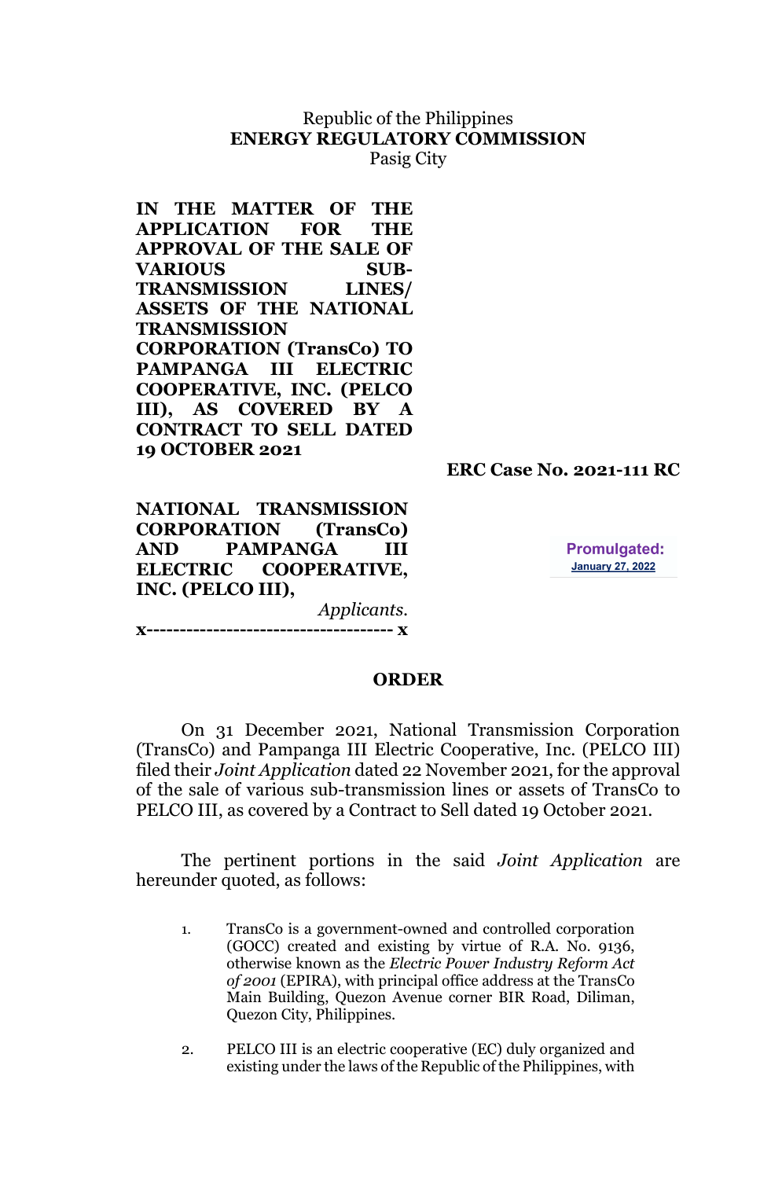Republic of the Philippines
**ENERGY REGULATORY COMMISSION**
Pasig City

**IN THE MATTER OF THE APPLICATION FOR THE APPROVAL OF THE SALE OF VARIOUS SUB-TRANSMISSION LINES/ ASSETS OF THE NATIONAL TRANSMISSION CORPORATION (TransCo) TO PAMPANGA III ELECTRIC COOPERATIVE, INC. (PELCO III), AS COVERED BY A CONTRACT TO SELL DATED 19 OCTOBER 2021**

**ERC Case No. 2021-111 RC**

**NATIONAL TRANSMISSION CORPORATION (TransCo) AND PAMPANGA III ELECTRIC COOPERATIVE, INC. (PELCO III),**

*Applicants.*

**x------------------------------------ x**

**Promulgated:**
January 27, 2022

## ORDER

On 31 December 2021, National Transmission Corporation (TransCo) and Pampanga III Electric Cooperative, Inc. (PELCO III) filed their *Joint Application* dated 22 November 2021, for the approval of the sale of various sub-transmission lines or assets of TransCo to PELCO III, as covered by a Contract to Sell dated 19 October 2021.

The pertinent portions in the said *Joint Application* are hereunder quoted, as follows:

1. TransCo is a government-owned and controlled corporation (GOCC) created and existing by virtue of R.A. No. 9136, otherwise known as the *Electric Power Industry Reform Act of 2001* (EPIRA), with principal office address at the TransCo Main Building, Quezon Avenue corner BIR Road, Diliman, Quezon City, Philippines.

2. PELCO III is an electric cooperative (EC) duly organized and existing under the laws of the Republic of the Philippines, with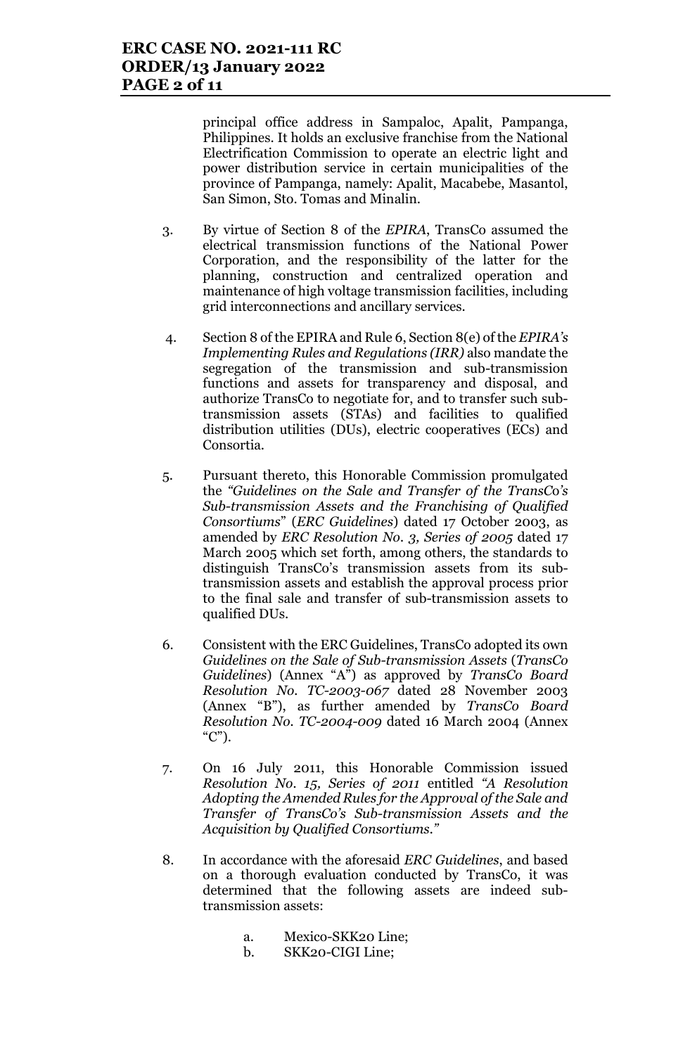principal office address in Sampaloc, Apalit, Pampanga, Philippines. It holds an exclusive franchise from the National Electrification Commission to operate an electric light and power distribution service in certain municipalities of the province of Pampanga, namely: Apalit, Macabebe, Masantol, San Simon, Sto. Tomas and Minalin.

3. By virtue of Section 8 of the *EPIRA*, TransCo assumed the electrical transmission functions of the National Power Corporation, and the responsibility of the latter for the planning, construction and centralized operation and maintenance of high voltage transmission facilities, including grid interconnections and ancillary services.

4. Section 8 of the EPIRA and Rule 6, Section 8(e) of the *EPIRA's Implementing Rules and Regulations (IRR)* also mandate the segregation of the transmission and sub-transmission functions and assets for transparency and disposal, and authorize TransCo to negotiate for, and to transfer such sub-transmission assets (STAs) and facilities to qualified distribution utilities (DUs), electric cooperatives (ECs) and Consortia.

5. Pursuant thereto, this Honorable Commission promulgated the *"Guidelines on the Sale and Transfer of the TransCo's Sub-transmission Assets and the Franchising of Qualified Consortiums"* (*ERC Guidelines*) dated 17 October 2003, as amended by *ERC Resolution No. 3, Series of 2005* dated 17 March 2005 which set forth, among others, the standards to distinguish TransCo's transmission assets from its sub-transmission assets and establish the approval process prior to the final sale and transfer of sub-transmission assets to qualified DUs.

6. Consistent with the ERC Guidelines, TransCo adopted its own *Guidelines on the Sale of Sub-transmission Assets* (*TransCo Guidelines*) (Annex "A") as approved by *TransCo Board Resolution No. TC-2003-067* dated 28 November 2003 (Annex "B"), as further amended by *TransCo Board Resolution No. TC-2004-009* dated 16 March 2004 (Annex "C").

7. On 16 July 2011, this Honorable Commission issued *Resolution No. 15, Series of 2011* entitled *"A Resolution Adopting the Amended Rules for the Approval of the Sale and Transfer of TransCo's Sub-transmission Assets and the Acquisition by Qualified Consortiums."*

8. In accordance with the aforesaid *ERC Guidelines*, and based on a thorough evaluation conducted by TransCo, it was determined that the following assets are indeed sub-transmission assets:

   a. Mexico-SKK20 Line;
   b. SKK20-CIGI Line;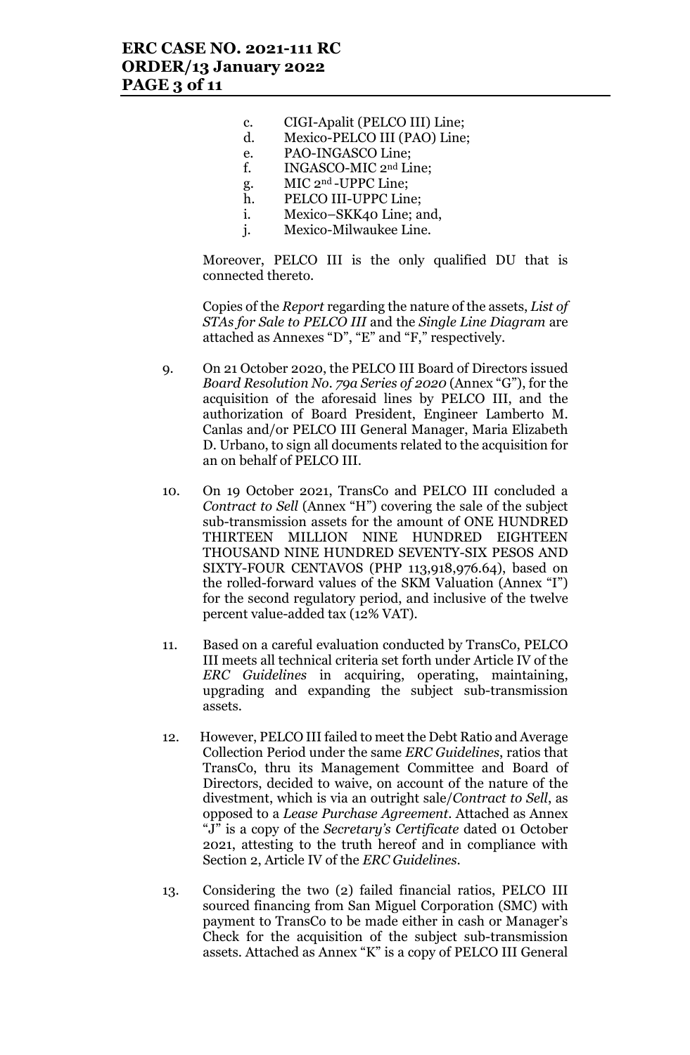c. CIGI-Apalit (PELCO III) Line;
d. Mexico-PELCO III (PAO) Line;
e. PAO-INGASCO Line;
f. INGASCO-MIC 2nd Line;
g. MIC 2nd -UPPC Line;
h. PELCO III-UPPC Line;
i. Mexico–SKK40 Line; and,
j. Mexico-Milwaukee Line.

Moreover, PELCO III is the only qualified DU that is connected thereto.

Copies of the *Report* regarding the nature of the assets, *List of STAs for Sale to PELCO III* and the *Single Line Diagram* are attached as Annexes "D", "E" and "F," respectively.

9. On 21 October 2020, the PELCO III Board of Directors issued *Board Resolution No. 79a Series of 2020* (Annex "G"), for the acquisition of the aforesaid lines by PELCO III, and the authorization of Board President, Engineer Lamberto M. Canlas and/or PELCO III General Manager, Maria Elizabeth D. Urbano, to sign all documents related to the acquisition for an on behalf of PELCO III.

10. On 19 October 2021, TransCo and PELCO III concluded a *Contract to Sell* (Annex "H") covering the sale of the subject sub-transmission assets for the amount of ONE HUNDRED THIRTEEN MILLION NINE HUNDRED EIGHTEEN THOUSAND NINE HUNDRED SEVENTY-SIX PESOS AND SIXTY-FOUR CENTAVOS (PHP 113,918,976.64), based on the rolled-forward values of the SKM Valuation (Annex "I") for the second regulatory period, and inclusive of the twelve percent value-added tax (12% VAT).

11. Based on a careful evaluation conducted by TransCo, PELCO III meets all technical criteria set forth under Article IV of the *ERC Guidelines* in acquiring, operating, maintaining, upgrading and expanding the subject sub-transmission assets.

12. However, PELCO III failed to meet the Debt Ratio and Average Collection Period under the same *ERC Guidelines*, ratios that TransCo, thru its Management Committee and Board of Directors, decided to waive, on account of the nature of the divestment, which is via an outright sale/*Contract to Sell*, as opposed to a *Lease Purchase Agreement*. Attached as Annex "J" is a copy of the *Secretary's Certificate* dated 01 October 2021, attesting to the truth hereof and in compliance with Section 2, Article IV of the *ERC Guidelines*.

13. Considering the two (2) failed financial ratios, PELCO III sourced financing from San Miguel Corporation (SMC) with payment to TransCo to be made either in cash or Manager's Check for the acquisition of the subject sub-transmission assets. Attached as Annex "K" is a copy of PELCO III General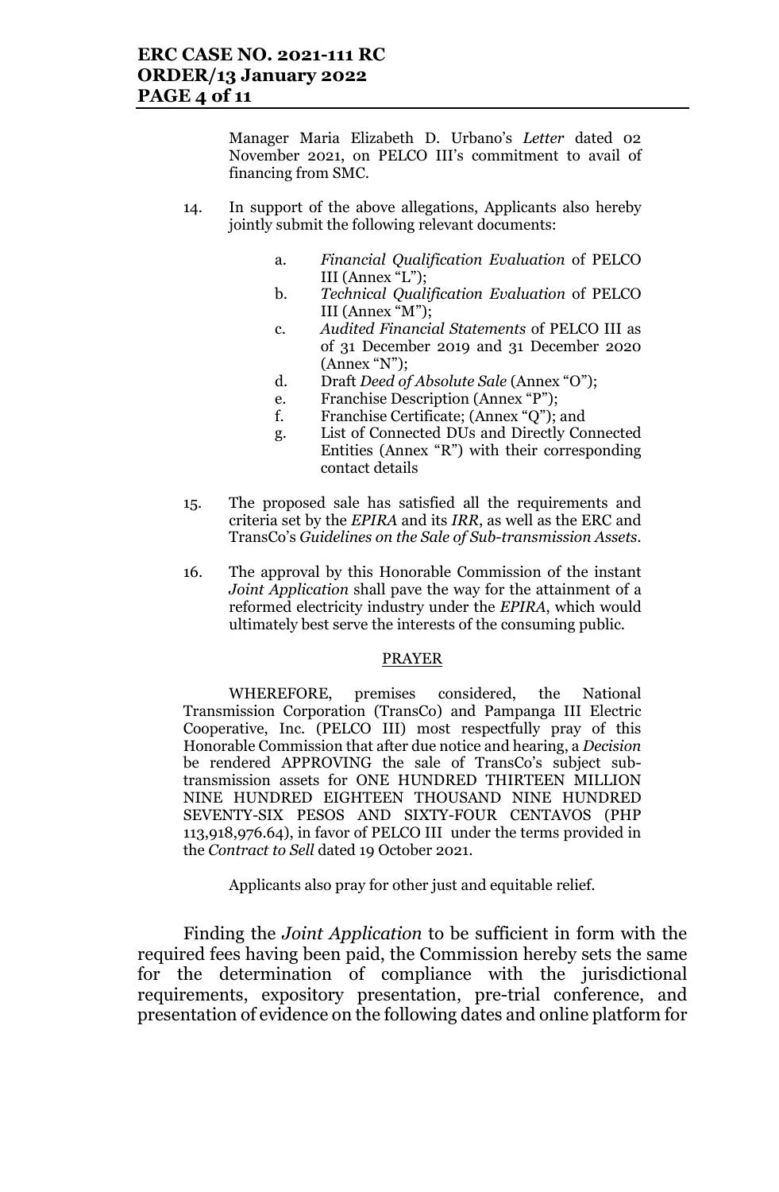Manager Maria Elizabeth D. Urbano's *Letter* dated 02 November 2021, on PELCO III's commitment to avail of financing from SMC.

14. In support of the above allegations, Applicants also hereby jointly submit the following relevant documents:

    a. *Financial Qualification Evaluation* of PELCO III (Annex "L");
    b. *Technical Qualification Evaluation* of PELCO III (Annex "M");
    c. *Audited Financial Statements* of PELCO III as of 31 December 2019 and 31 December 2020 (Annex "N");
    d. Draft *Deed of Absolute Sale* (Annex "O");
    e. Franchise Description (Annex "P");
    f. Franchise Certificate; (Annex "Q"); and
    g. List of Connected DUs and Directly Connected Entities (Annex "R") with their corresponding contact details

15. The proposed sale has satisfied all the requirements and criteria set by the *EPIRA* and its *IRR*, as well as the ERC and TransCo's *Guidelines on the Sale of Sub-transmission Assets*.

16. The approval by this Honorable Commission of the instant *Joint Application* shall pave the way for the attainment of a reformed electricity industry under the *EPIRA*, which would ultimately best serve the interests of the consuming public.

PRAYER

WHEREFORE, premises considered, the National Transmission Corporation (TransCo) and Pampanga III Electric Cooperative, Inc. (PELCO III) most respectfully pray of this Honorable Commission that after due notice and hearing, a *Decision* be rendered APPROVING the sale of TransCo's subject sub-transmission assets for ONE HUNDRED THIRTEEN MILLION NINE HUNDRED EIGHTEEN THOUSAND NINE HUNDRED SEVENTY-SIX PESOS AND SIXTY-FOUR CENTAVOS (PHP 113,918,976.64), in favor of PELCO III under the terms provided in the *Contract to Sell* dated 19 October 2021.

Applicants also pray for other just and equitable relief.

Finding the *Joint Application* to be sufficient in form with the required fees having been paid, the Commission hereby sets the same for the determination of compliance with the jurisdictional requirements, expository presentation, pre-trial conference, and presentation of evidence on the following dates and online platform for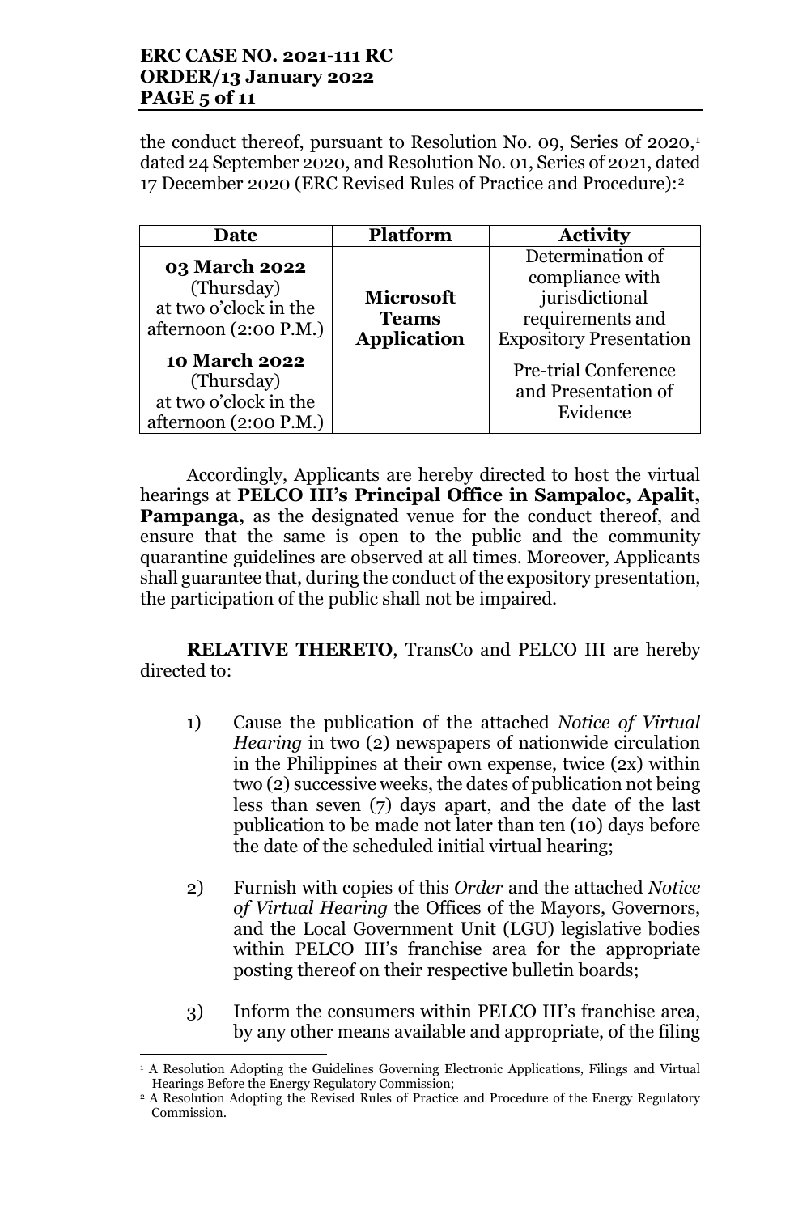the conduct thereof, pursuant to Resolution No. 09, Series 0f 2020,[1] dated 24 September 2020, and Resolution No. 01, Series of 2021, dated 17 December 2020 (ERC Revised Rules of Practice and Procedure):[2]

| Date | Platform | Activity |
|---|---|---|
| **03 March 2022** (Thursday) at two o'clock in the afternoon (2:00 P.M.) | **Microsoft Teams Application** | Determination of compliance with jurisdictional requirements and Expository Presentation |
| **10 March 2022** (Thursday) at two o'clock in the afternoon (2:00 P.M.) | | Pre-trial Conference and Presentation of Evidence |

Accordingly, Applicants are hereby directed to host the virtual hearings at **PELCO III's Principal Office in Sampaloc, Apalit, Pampanga,** as the designated venue for the conduct thereof, and ensure that the same is open to the public and the community quarantine guidelines are observed at all times. Moreover, Applicants shall guarantee that, during the conduct of the expository presentation, the participation of the public shall not be impaired.

**RELATIVE THERETO**, TransCo and PELCO III are hereby directed to:

1) Cause the publication of the attached *Notice of Virtual Hearing* in two (2) newspapers of nationwide circulation in the Philippines at their own expense, twice (2x) within two (2) successive weeks, the dates of publication not being less than seven (7) days apart, and the date of the last publication to be made not later than ten (10) days before the date of the scheduled initial virtual hearing;

2) Furnish with copies of this *Order* and the attached *Notice of Virtual Hearing* the Offices of the Mayors, Governors, and the Local Government Unit (LGU) legislative bodies within PELCO III's franchise area for the appropriate posting thereof on their respective bulletin boards;

3) Inform the consumers within PELCO III's franchise area, by any other means available and appropriate, of the filing

---

[1] A Resolution Adopting the Guidelines Governing Electronic Applications, Filings and Virtual Hearings Before the Energy Regulatory Commission;

[2] A Resolution Adopting the Revised Rules of Practice and Procedure of the Energy Regulatory Commission.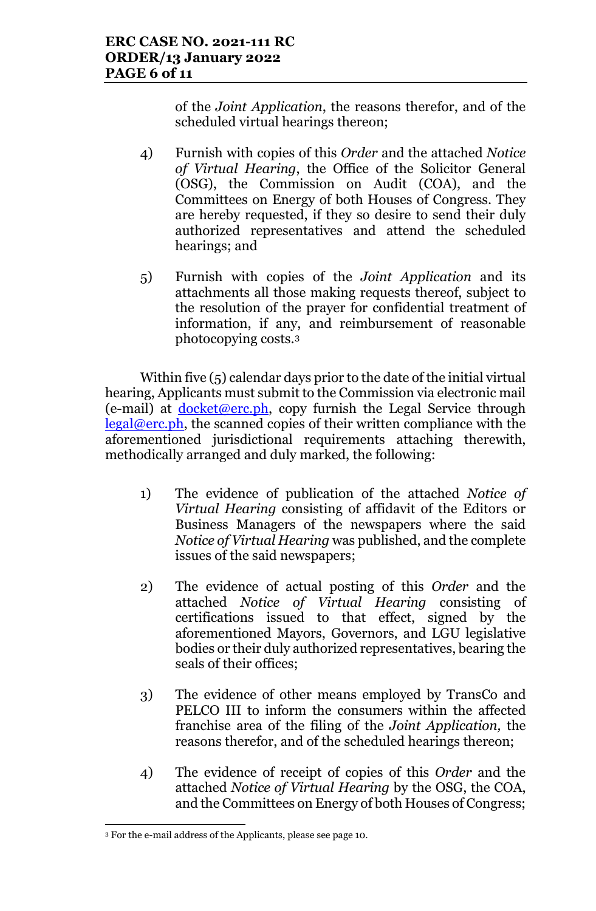of the *Joint Application*, the reasons therefor, and of the scheduled virtual hearings thereon;

4) Furnish with copies of this *Order* and the attached *Notice of Virtual Hearing*, the Office of the Solicitor General (OSG), the Commission on Audit (COA), and the Committees on Energy of both Houses of Congress. They are hereby requested, if they so desire to send their duly authorized representatives and attend the scheduled hearings; and

5) Furnish with copies of the *Joint Application* and its attachments all those making requests thereof, subject to the resolution of the prayer for confidential treatment of information, if any, and reimbursement of reasonable photocopying costs.[3]

Within five (5) calendar days prior to the date of the initial virtual hearing, Applicants must submit to the Commission via electronic mail (e-mail) at docket@erc.ph, copy furnish the Legal Service through legal@erc.ph, the scanned copies of their written compliance with the aforementioned jurisdictional requirements attaching therewith, methodically arranged and duly marked, the following:

1) The evidence of publication of the attached *Notice of Virtual Hearing* consisting of affidavit of the Editors or Business Managers of the newspapers where the said *Notice of Virtual Hearing* was published, and the complete issues of the said newspapers;

2) The evidence of actual posting of this *Order* and the attached *Notice of Virtual Hearing* consisting of certifications issued to that effect, signed by the aforementioned Mayors, Governors, and LGU legislative bodies or their duly authorized representatives, bearing the seals of their offices;

3) The evidence of other means employed by TransCo and PELCO III to inform the consumers within the affected franchise area of the filing of the *Joint Application,* the reasons therefor, and of the scheduled hearings thereon;

4) The evidence of receipt of copies of this *Order* and the attached *Notice of Virtual Hearing* by the OSG, the COA, and the Committees on Energy of both Houses of Congress;

---

[3] For the e-mail address of the Applicants, please see page 10.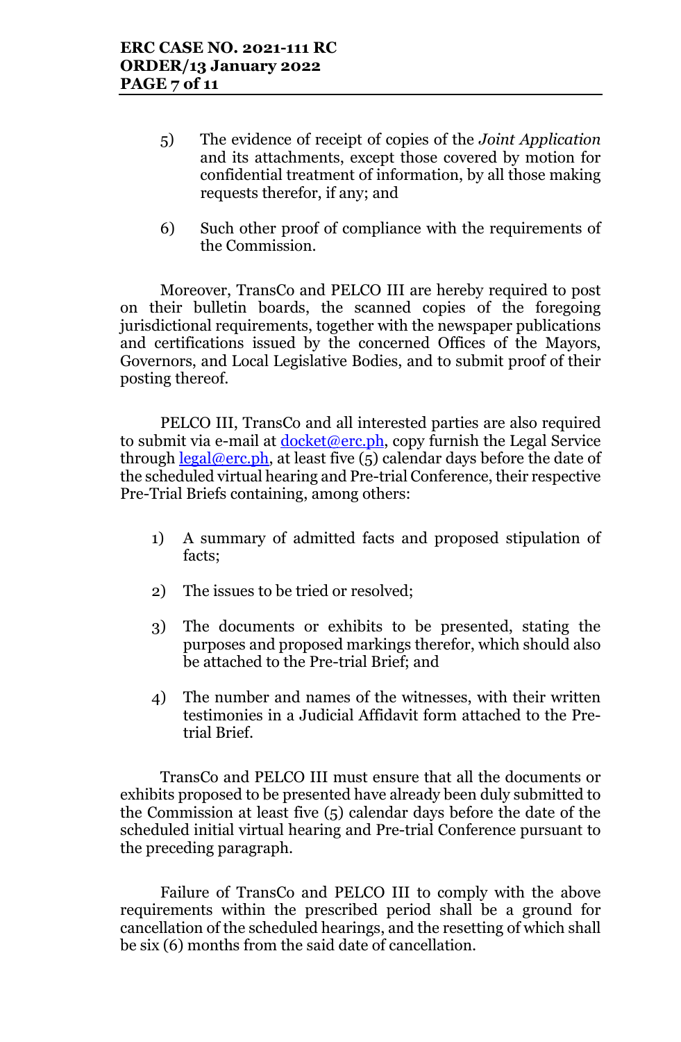5) The evidence of receipt of copies of the *Joint Application* and its attachments, except those covered by motion for confidential treatment of information, by all those making requests therefor, if any; and

6) Such other proof of compliance with the requirements of the Commission.

Moreover, TransCo and PELCO III are hereby required to post on their bulletin boards, the scanned copies of the foregoing jurisdictional requirements, together with the newspaper publications and certifications issued by the concerned Offices of the Mayors, Governors, and Local Legislative Bodies, and to submit proof of their posting thereof.

PELCO III, TransCo and all interested parties are also required to submit via e-mail at docket@erc.ph, copy furnish the Legal Service through legal@erc.ph, at least five (5) calendar days before the date of the scheduled virtual hearing and Pre-trial Conference, their respective Pre-Trial Briefs containing, among others:

1) A summary of admitted facts and proposed stipulation of facts;

2) The issues to be tried or resolved;

3) The documents or exhibits to be presented, stating the purposes and proposed markings therefor, which should also be attached to the Pre-trial Brief; and

4) The number and names of the witnesses, with their written testimonies in a Judicial Affidavit form attached to the Pre-trial Brief.

TransCo and PELCO III must ensure that all the documents or exhibits proposed to be presented have already been duly submitted to the Commission at least five (5) calendar days before the date of the scheduled initial virtual hearing and Pre-trial Conference pursuant to the preceding paragraph.

Failure of TransCo and PELCO III to comply with the above requirements within the prescribed period shall be a ground for cancellation of the scheduled hearings, and the resetting of which shall be six (6) months from the said date of cancellation.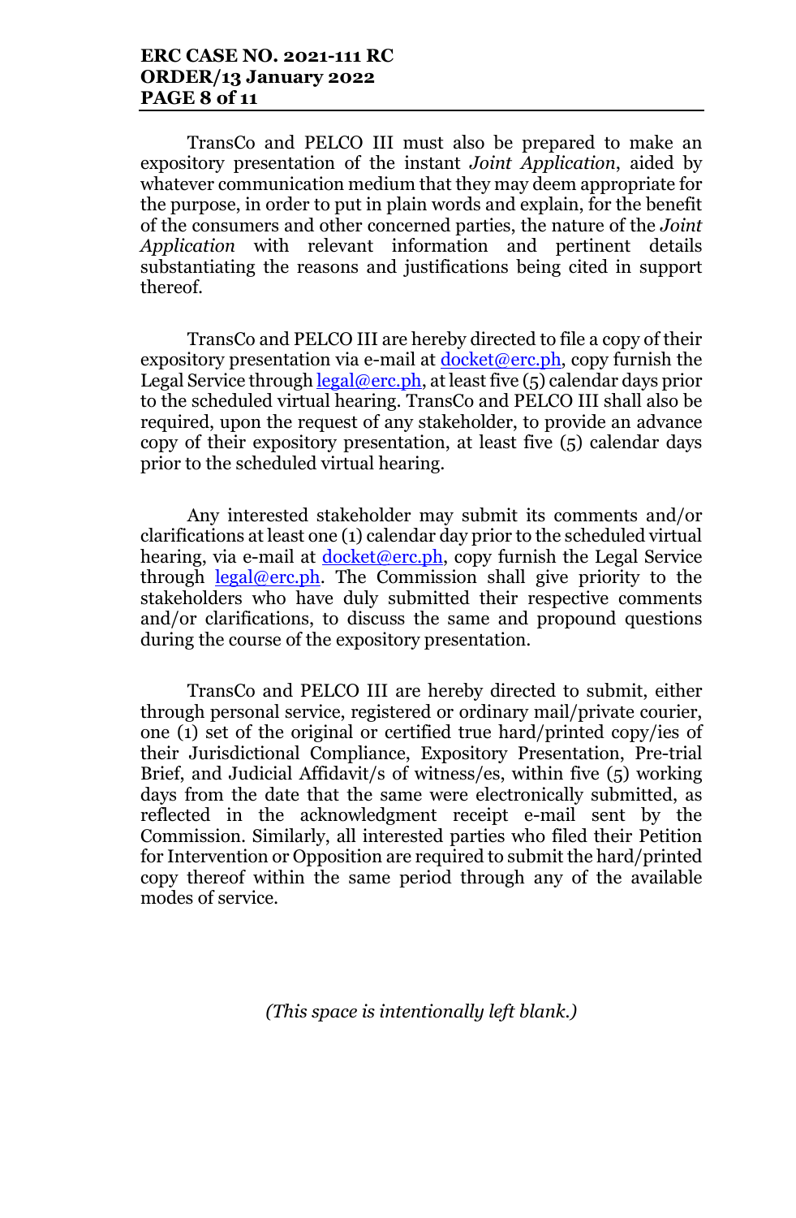TransCo and PELCO III must also be prepared to make an expository presentation of the instant *Joint Application*, aided by whatever communication medium that they may deem appropriate for the purpose, in order to put in plain words and explain, for the benefit of the consumers and other concerned parties, the nature of the *Joint Application* with relevant information and pertinent details substantiating the reasons and justifications being cited in support thereof.

TransCo and PELCO III are hereby directed to file a copy of their expository presentation via e-mail at docket@erc.ph, copy furnish the Legal Service through legal@erc.ph, at least five (5) calendar days prior to the scheduled virtual hearing. TransCo and PELCO III shall also be required, upon the request of any stakeholder, to provide an advance copy of their expository presentation, at least five (5) calendar days prior to the scheduled virtual hearing.

Any interested stakeholder may submit its comments and/or clarifications at least one (1) calendar day prior to the scheduled virtual hearing, via e-mail at docket@erc.ph, copy furnish the Legal Service through legal@erc.ph. The Commission shall give priority to the stakeholders who have duly submitted their respective comments and/or clarifications, to discuss the same and propound questions during the course of the expository presentation.

TransCo and PELCO III are hereby directed to submit, either through personal service, registered or ordinary mail/private courier, one (1) set of the original or certified true hard/printed copy/ies of their Jurisdictional Compliance, Expository Presentation, Pre-trial Brief, and Judicial Affidavit/s of witness/es, within five (5) working days from the date that the same were electronically submitted, as reflected in the acknowledgment receipt e-mail sent by the Commission. Similarly, all interested parties who filed their Petition for Intervention or Opposition are required to submit the hard/printed copy thereof within the same period through any of the available modes of service.

*(This space is intentionally left blank.)*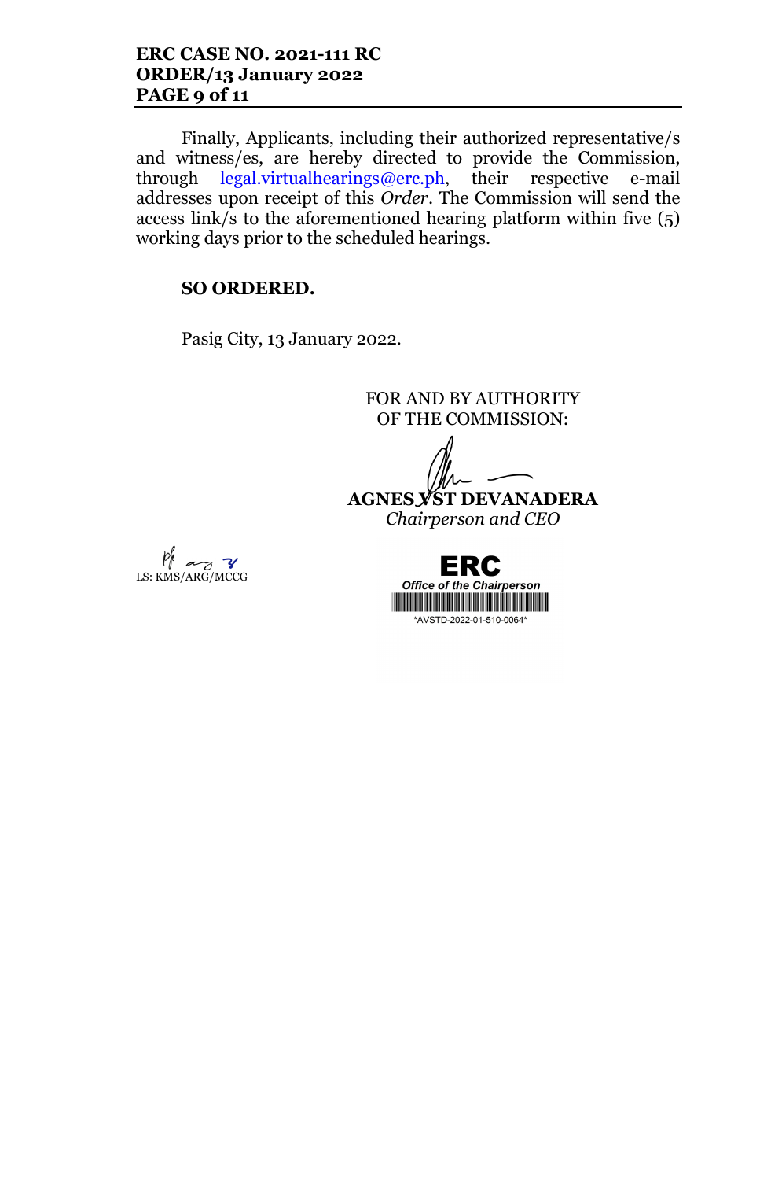Finally, Applicants, including their authorized representative/s and witness/es, are hereby directed to provide the Commission, through legal.virtualhearings@erc.ph, their respective e-mail addresses upon receipt of this *Order*. The Commission will send the access link/s to the aforementioned hearing platform within five (5) working days prior to the scheduled hearings.

**SO ORDERED.**

Pasig City, 13 January 2022.

FOR AND BY AUTHORITY OF THE COMMISSION:

**AGNES VST DEVANADERA**
*Chairperson and CEO*

LS: KMS/ARG/MCCG

ERC
*Office of the Chairperson*
*AVSTD-2022-01-510-0064*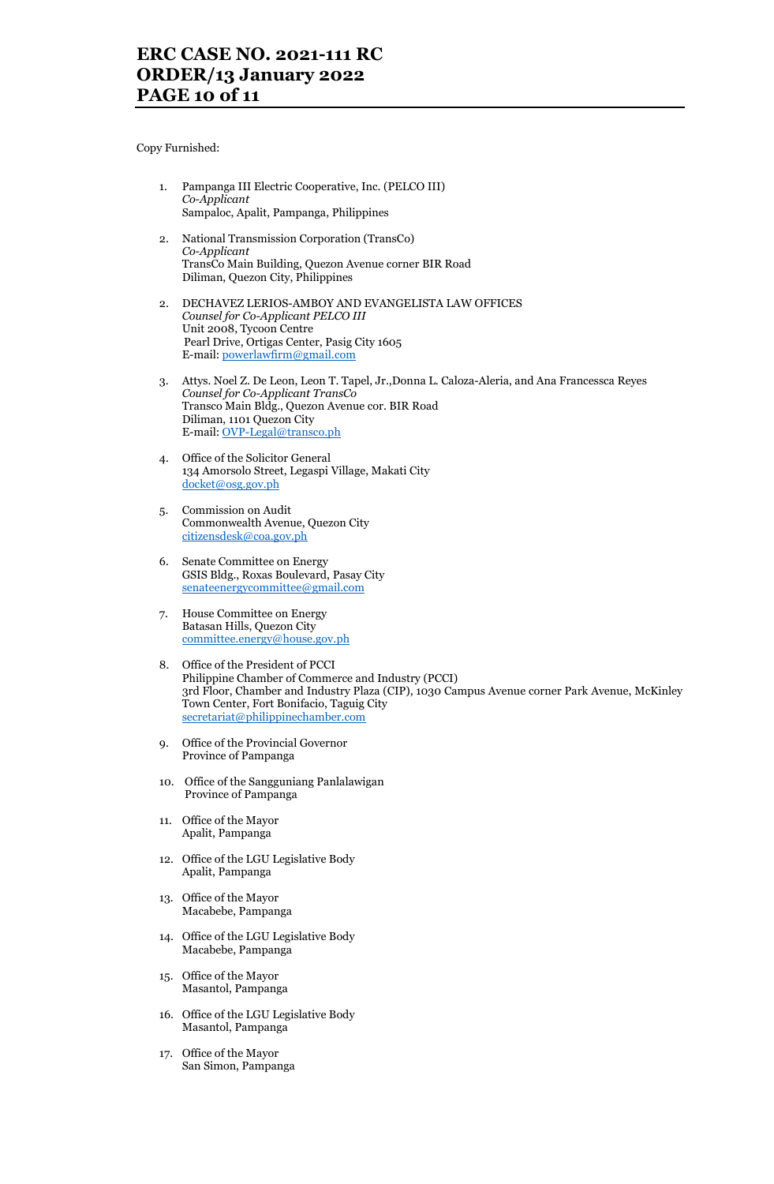Copy Furnished:

1. Pampanga III Electric Cooperative, Inc. (PELCO III)
   *Co-Applicant*
   Sampaloc, Apalit, Pampanga, Philippines

2. National Transmission Corporation (TransCo)
   *Co-Applicant*
   TransCo Main Building, Quezon Avenue corner BIR Road
   Diliman, Quezon City, Philippines

2. DECHAVEZ LERIOS-AMBOY AND EVANGELISTA LAW OFFICES
   *Counsel for Co-Applicant PELCO III*
   Unit 2008, Tycoon Centre
   Pearl Drive, Ortigas Center, Pasig City 1605
   E-mail: powerlawfirm@gmail.com

3. Attys. Noel Z. De Leon, Leon T. Tapel, Jr.,Donna L. Caloza-Aleria, and Ana Francessca Reyes
   *Counsel for Co-Applicant TransCo*
   Transco Main Bldg., Quezon Avenue cor. BIR Road
   Diliman, 1101 Quezon City
   E-mail: OVP-Legal@transco.ph

4. Office of the Solicitor General
   134 Amorsolo Street, Legaspi Village, Makati City
   docket@osg.gov.ph

5. Commission on Audit
   Commonwealth Avenue, Quezon City
   citizensdesk@coa.gov.ph

6. Senate Committee on Energy
   GSIS Bldg., Roxas Boulevard, Pasay City
   senateenergycommittee@gmail.com

7. House Committee on Energy
   Batasan Hills, Quezon City
   committee.energy@house.gov.ph

8. Office of the President of PCCI
   Philippine Chamber of Commerce and Industry (PCCI)
   3rd Floor, Chamber and Industry Plaza (CIP), 1030 Campus Avenue corner Park Avenue, McKinley Town Center, Fort Bonifacio, Taguig City
   secretariat@philippinechamber.com

9. Office of the Provincial Governor
   Province of Pampanga

10. Office of the Sangguniang Panlalawigan
    Province of Pampanga

11. Office of the Mayor
    Apalit, Pampanga

12. Office of the LGU Legislative Body
    Apalit, Pampanga

13. Office of the Mayor
    Macabebe, Pampanga

14. Office of the LGU Legislative Body
    Macabebe, Pampanga

15. Office of the Mayor
    Masantol, Pampanga

16. Office of the LGU Legislative Body
    Masantol, Pampanga

17. Office of the Mayor
    San Simon, Pampanga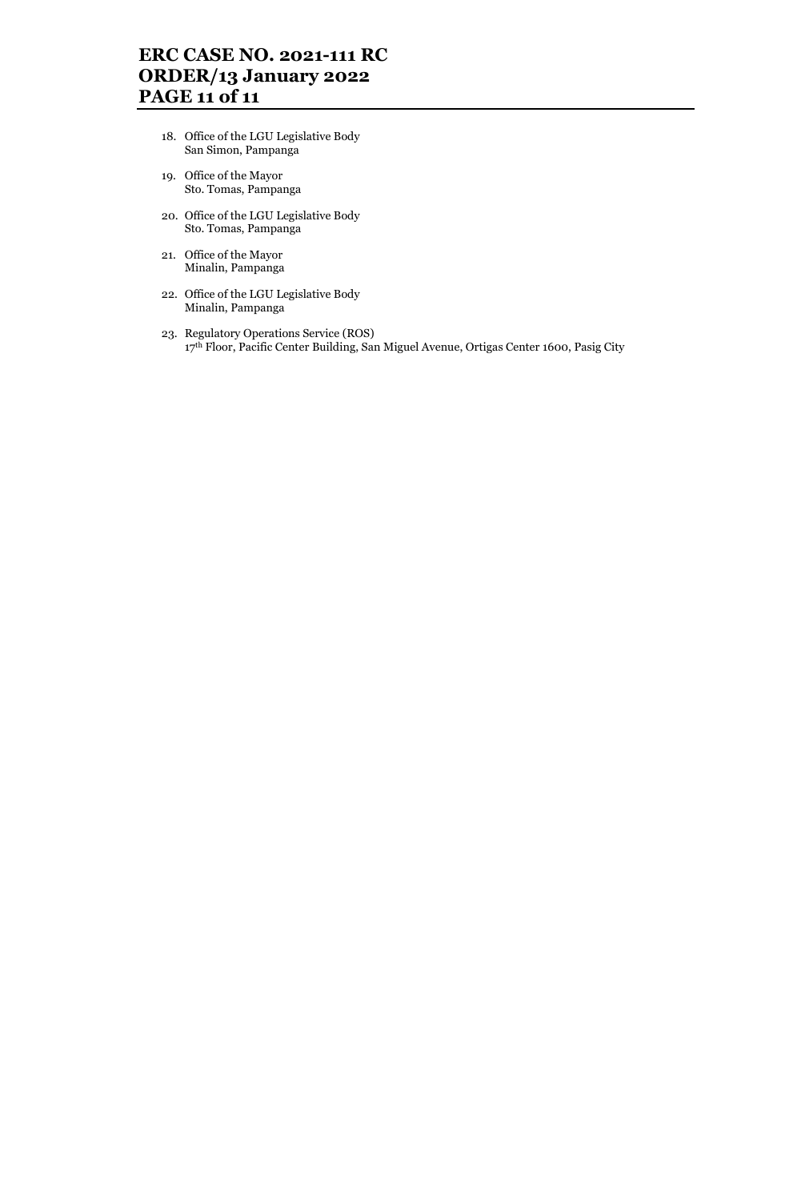18. Office of the LGU Legislative Body
    San Simon, Pampanga

19. Office of the Mayor
    Sto. Tomas, Pampanga

20. Office of the LGU Legislative Body
    Sto. Tomas, Pampanga

21. Office of the Mayor
    Minalin, Pampanga

22. Office of the LGU Legislative Body
    Minalin, Pampanga

23. Regulatory Operations Service (ROS)
    17th Floor, Pacific Center Building, San Miguel Avenue, Ortigas Center 1600, Pasig City